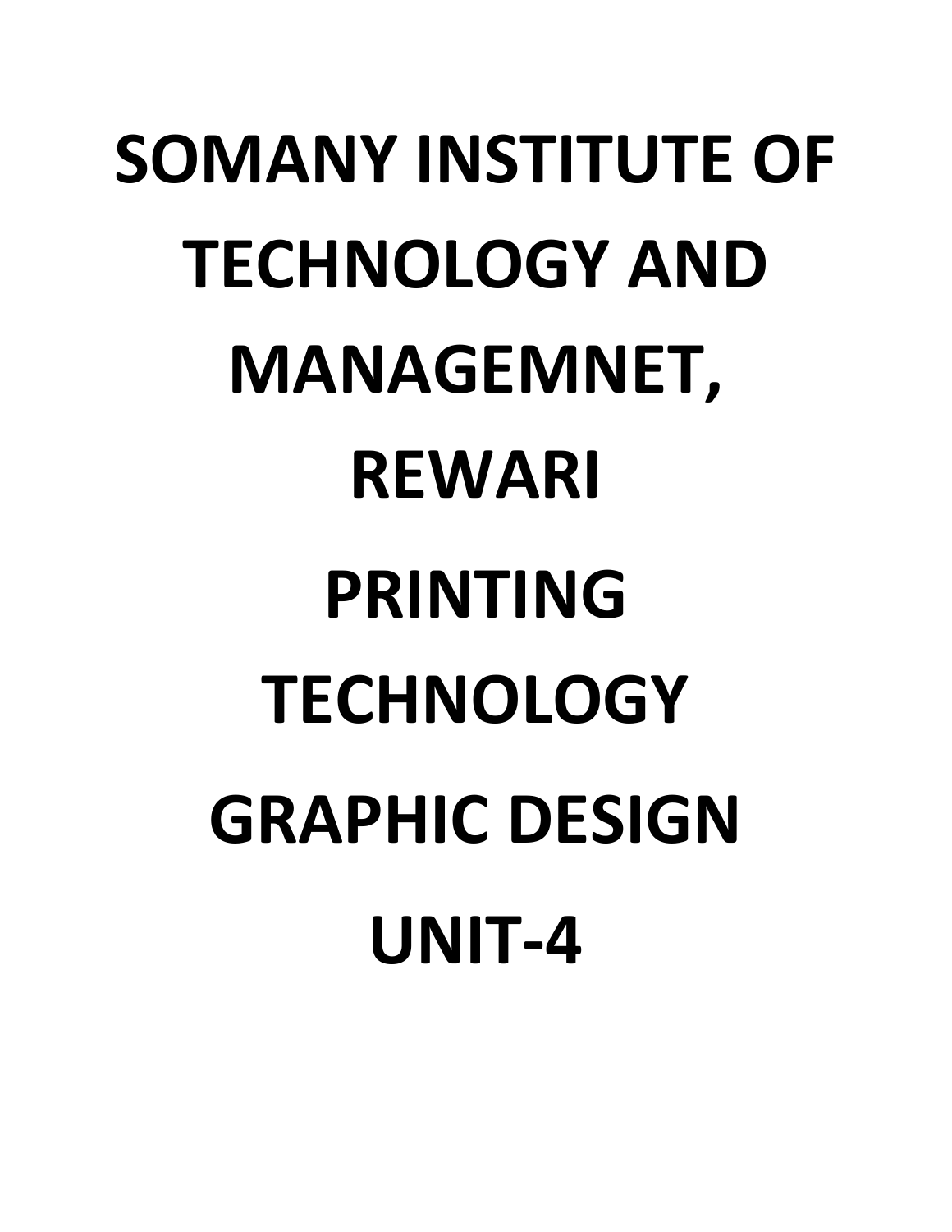# SOMANY INSTITUTE OF TECHNOLOGY AND MANAGEMNET, REWARI

# PRINTING TECHNOLOGY

# GRAPHIC DESIGN

# UNIT-4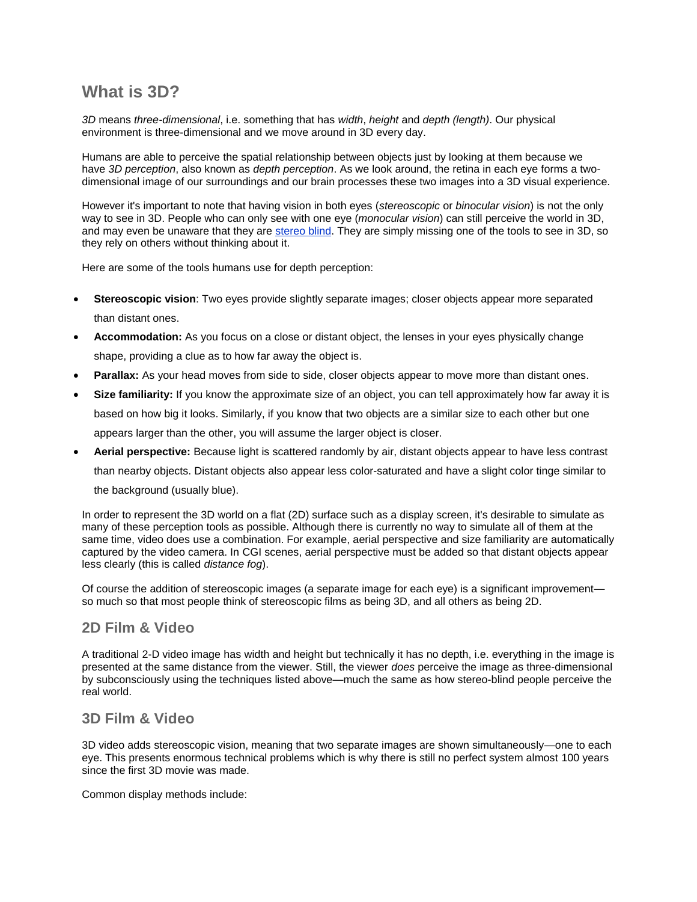## What is 3D?

*3D* means *three-dimensional*, i.e. something that has *width*, *height* and *depth (length)*. Our physical environment is three-dimensional and we move around in 3D every day.

Humans are able to perceive the spatial relationship between objects just by looking at them because we have *3D perception*, also known as *depth perception*. As we look around, the retina in each eye forms a two-dimensional image of our surroundings and our brain processes these two images into a 3D visual experience.

However it's important to note that having vision in both eyes (*stereoscopic* or *binocular vision*) is not the only way to see in 3D. People who can only see with one eye (*monocular vision*) can still perceive the world in 3D, and may even be unaware that they are [stereo blind](). They are simply missing one of the tools to see in 3D, so they rely on others without thinking about it.

Here are some of the tools humans use for depth perception:

- **Stereoscopic vision**: Two eyes provide slightly separate images; closer objects appear more separated than distant ones.
- **Accommodation:** As you focus on a close or distant object, the lenses in your eyes physically change shape, providing a clue as to how far away the object is.
- **Parallax:** As your head moves from side to side, closer objects appear to move more than distant ones.
- **Size familiarity:** If you know the approximate size of an object, you can tell approximately how far away it is based on how big it looks. Similarly, if you know that two objects are a similar size to each other but one appears larger than the other, you will assume the larger object is closer.
- **Aerial perspective:** Because light is scattered randomly by air, distant objects appear to have less contrast than nearby objects. Distant objects also appear less color-saturated and have a slight color tinge similar to the background (usually blue).

In order to represent the 3D world on a flat (2D) surface such as a display screen, it's desirable to simulate as many of these perception tools as possible. Although there is currently no way to simulate all of them at the same time, video does use a combination. For example, aerial perspective and size familiarity are automatically captured by the video camera. In CGI scenes, aerial perspective must be added so that distant objects appear less clearly (this is called *distance fog*).

Of course the addition of stereoscopic images (a separate image for each eye) is a significant improvement—so much so that most people think of stereoscopic films as being 3D, and all others as being 2D.

### 2D Film & Video

A traditional 2-D video image has width and height but technically it has no depth, i.e. everything in the image is presented at the same distance from the viewer. Still, the viewer *does* perceive the image as three-dimensional by subconsciously using the techniques listed above—much the same as how stereo-blind people perceive the real world.

### 3D Film & Video

3D video adds stereoscopic vision, meaning that two separate images are shown simultaneously—one to each eye. This presents enormous technical problems which is why there is still no perfect system almost 100 years since the first 3D movie was made.

Common display methods include: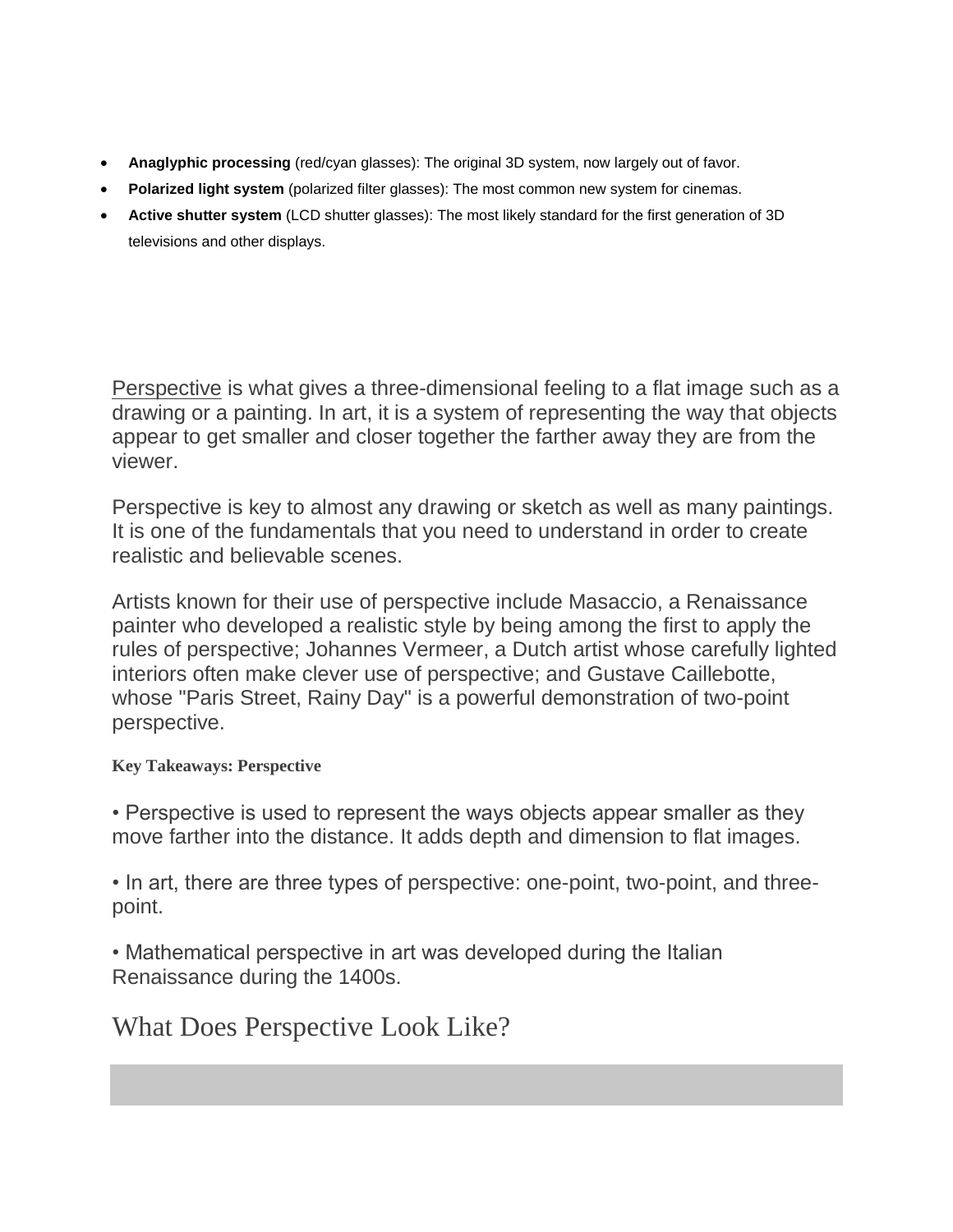- **Anaglyphic processing** (red/cyan glasses): The original 3D system, now largely out of favor.
- **Polarized light system** (polarized filter glasses): The most common new system for cinemas.
- **Active shutter system** (LCD shutter glasses): The most likely standard for the first generation of 3D televisions and other displays.

Perspective is what gives a three-dimensional feeling to a flat image such as a drawing or a painting. In art, it is a system of representing the way that objects appear to get smaller and closer together the farther away they are from the viewer.

Perspective is key to almost any drawing or sketch as well as many paintings. It is one of the fundamentals that you need to understand in order to create realistic and believable scenes.

Artists known for their use of perspective include Masaccio, a Renaissance painter who developed a realistic style by being among the first to apply the rules of perspective; Johannes Vermeer, a Dutch artist whose carefully lighted interiors often make clever use of perspective; and Gustave Caillebotte, whose "Paris Street, Rainy Day" is a powerful demonstration of two-point perspective.

**Key Takeaways: Perspective**

• Perspective is used to represent the ways objects appear smaller as they move farther into the distance. It adds depth and dimension to flat images.

• In art, there are three types of perspective: one-point, two-point, and three-point.

• Mathematical perspective in art was developed during the Italian Renaissance during the 1400s.

## What Does Perspective Look Like?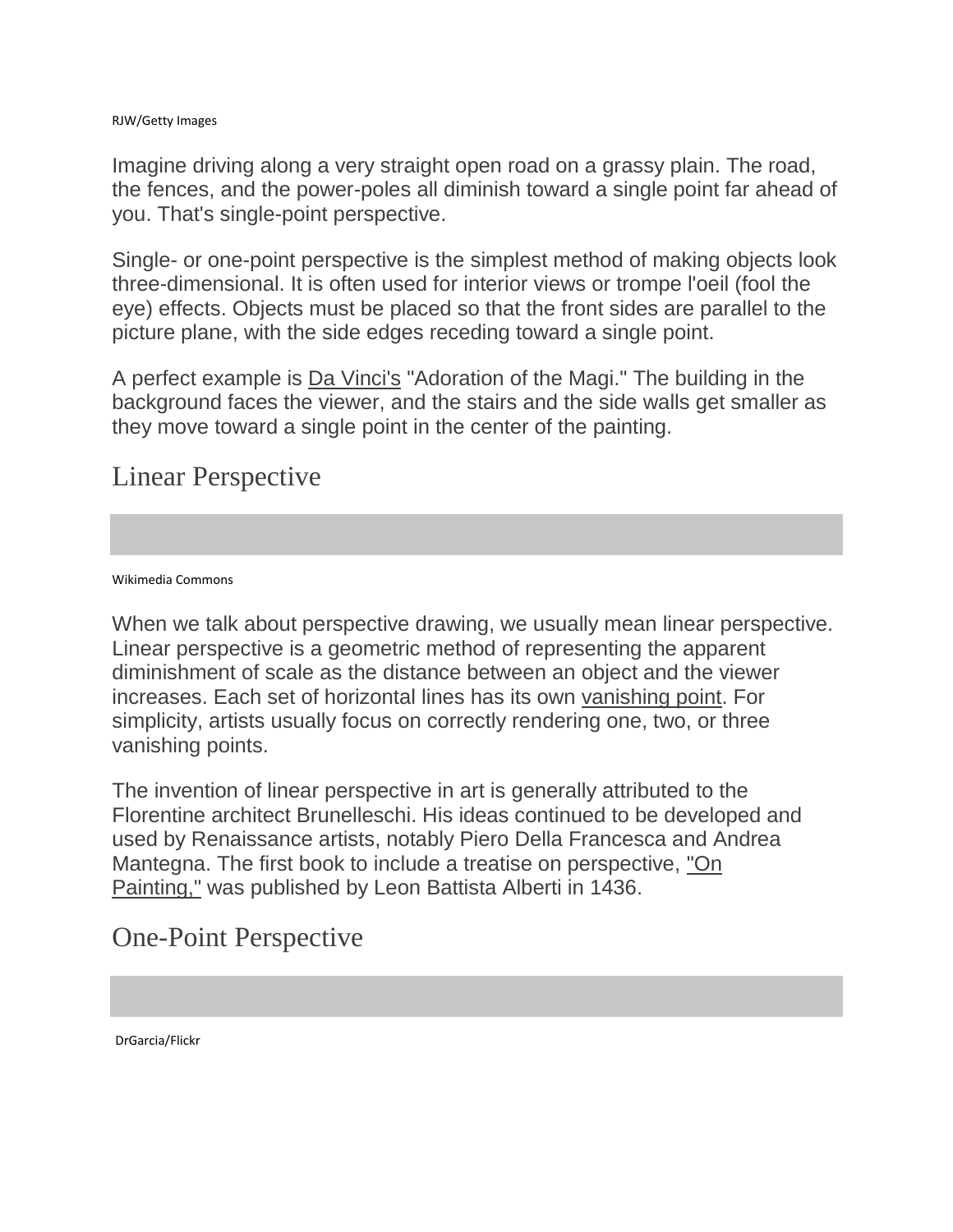RJW/Getty Images

Imagine driving along a very straight open road on a grassy plain. The road, the fences, and the power-poles all diminish toward a single point far ahead of you. That's single-point perspective.

Single- or one-point perspective is the simplest method of making objects look three-dimensional. It is often used for interior views or trompe l'oeil (fool the eye) effects. Objects must be placed so that the front sides are parallel to the picture plane, with the side edges receding toward a single point.

A perfect example is Da Vinci's "Adoration of the Magi." The building in the background faces the viewer, and the stairs and the side walls get smaller as they move toward a single point in the center of the painting.

## Linear Perspective

Wikimedia Commons

When we talk about perspective drawing, we usually mean linear perspective. Linear perspective is a geometric method of representing the apparent diminishment of scale as the distance between an object and the viewer increases. Each set of horizontal lines has its own vanishing point. For simplicity, artists usually focus on correctly rendering one, two, or three vanishing points.

The invention of linear perspective in art is generally attributed to the Florentine architect Brunelleschi. His ideas continued to be developed and used by Renaissance artists, notably Piero Della Francesca and Andrea Mantegna. The first book to include a treatise on perspective, "On Painting," was published by Leon Battista Alberti in 1436.

## One-Point Perspective

DrGarcia/Flickr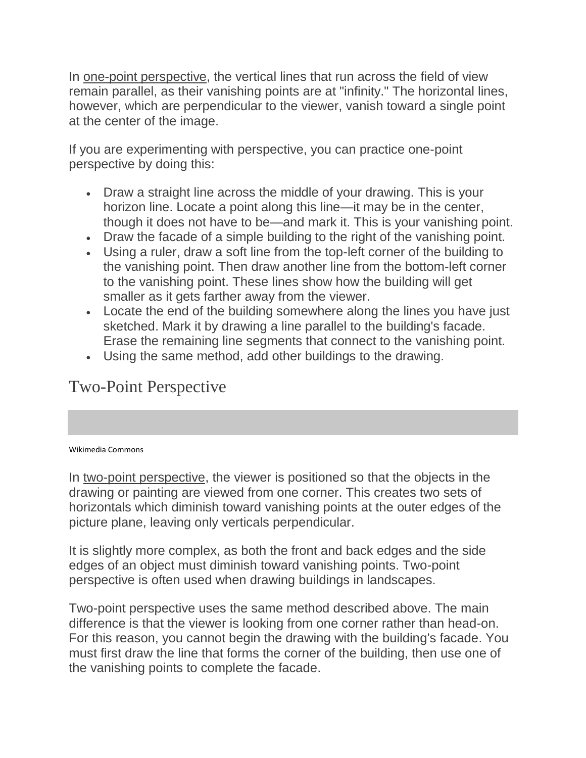In one-point perspective, the vertical lines that run across the field of view remain parallel, as their vanishing points are at "infinity." The horizontal lines, however, which are perpendicular to the viewer, vanish toward a single point at the center of the image.

If you are experimenting with perspective, you can practice one-point perspective by doing this:

- Draw a straight line across the middle of your drawing. This is your horizon line. Locate a point along this line—it may be in the center, though it does not have to be—and mark it. This is your vanishing point.
- Draw the facade of a simple building to the right of the vanishing point.
- Using a ruler, draw a soft line from the top-left corner of the building to the vanishing point. Then draw another line from the bottom-left corner to the vanishing point. These lines show how the building will get smaller as it gets farther away from the viewer.
- Locate the end of the building somewhere along the lines you have just sketched. Mark it by drawing a line parallel to the building's facade. Erase the remaining line segments that connect to the vanishing point.
- Using the same method, add other buildings to the drawing.

## Two-Point Perspective

Wikimedia Commons

In two-point perspective, the viewer is positioned so that the objects in the drawing or painting are viewed from one corner. This creates two sets of horizontals which diminish toward vanishing points at the outer edges of the picture plane, leaving only verticals perpendicular.

It is slightly more complex, as both the front and back edges and the side edges of an object must diminish toward vanishing points. Two-point perspective is often used when drawing buildings in landscapes.

Two-point perspective uses the same method described above. The main difference is that the viewer is looking from one corner rather than head-on. For this reason, you cannot begin the drawing with the building's facade. You must first draw the line that forms the corner of the building, then use one of the vanishing points to complete the facade.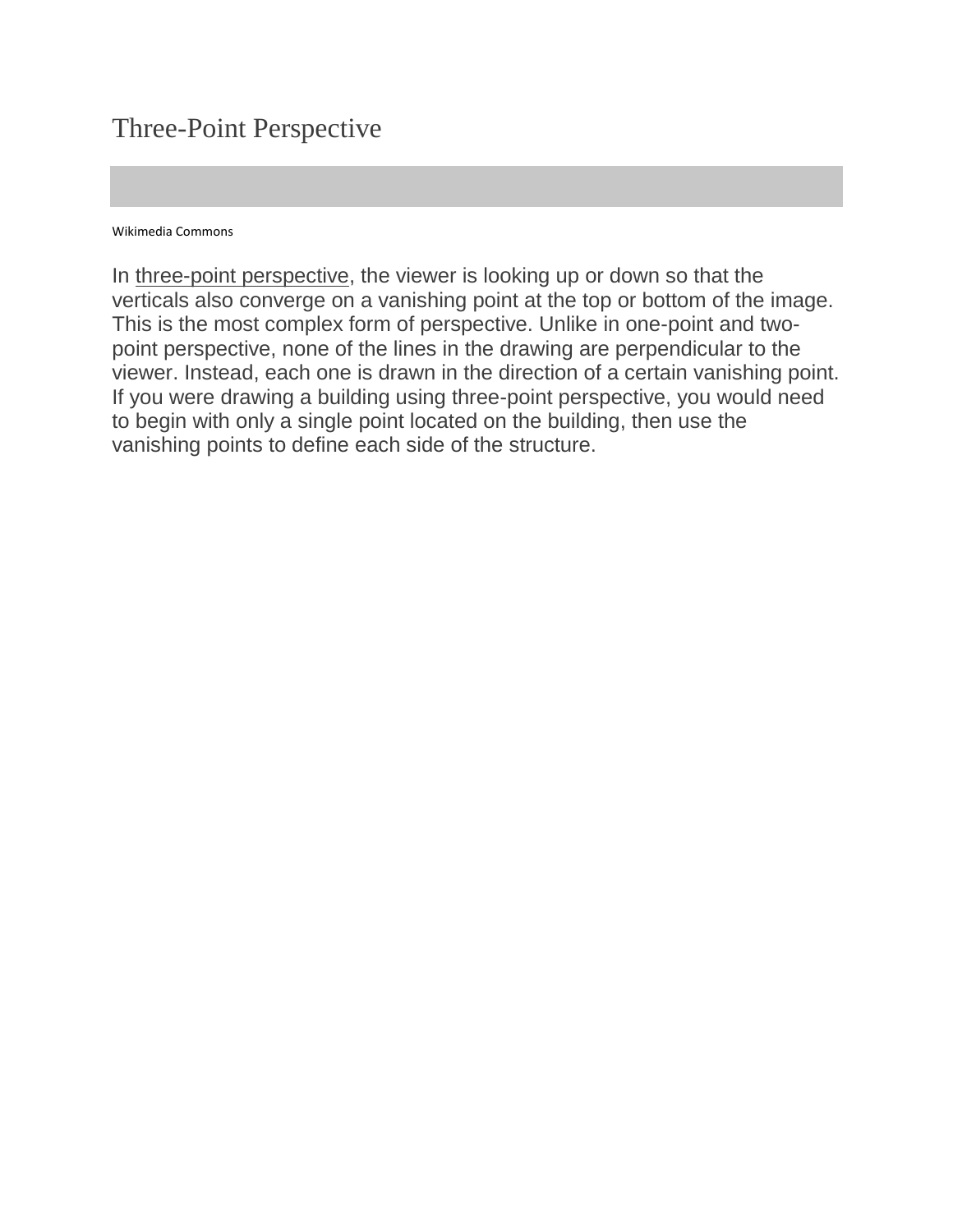# Three-Point Perspective

Wikimedia Commons

In three-point perspective, the viewer is looking up or down so that the verticals also converge on a vanishing point at the top or bottom of the image. This is the most complex form of perspective. Unlike in one-point and two-point perspective, none of the lines in the drawing are perpendicular to the viewer. Instead, each one is drawn in the direction of a certain vanishing point. If you were drawing a building using three-point perspective, you would need to begin with only a single point located on the building, then use the vanishing points to define each side of the structure.